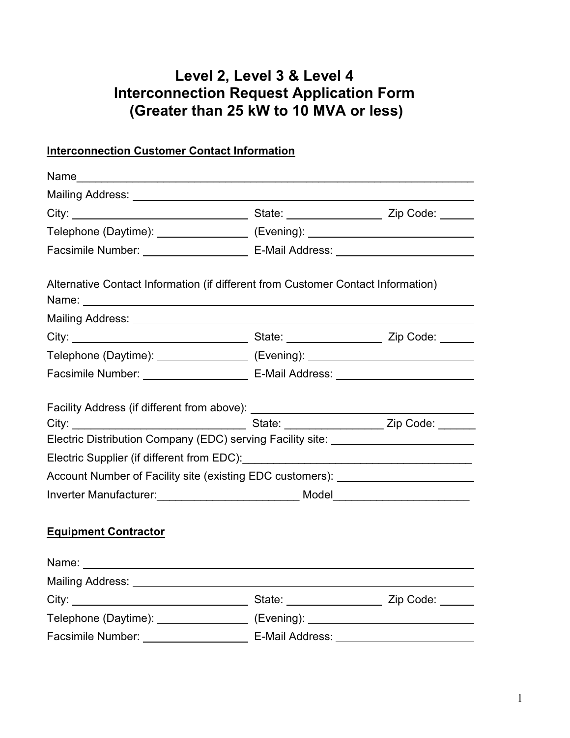# Level 2, Level 3 & Level 4 Interconnection Request Application Form (Greater than 25 kW to 10 MVA or less)

**Interconnection Customer Contact Information**

Name\_\_\_\_\_\_\_\_\_\_\_\_\_\_\_\_\_\_\_\_\_\_\_\_\_\_\_\_\_\_\_\_\_\_\_\_\_\_\_\_\_\_\_\_\_\_\_\_\_\_\_\_\_\_\_\_\_\_\_\_\_\_\_\_

Mailing Address: \_\_\_\_\_\_\_\_\_\_\_\_\_\_\_\_\_\_\_\_\_\_\_\_\_\_\_\_\_\_\_\_\_\_\_\_\_\_\_\_\_\_\_\_\_\_\_\_\_\_\_\_\_\_\_

City: \_\_\_\_\_\_\_\_\_\_\_\_\_\_\_\_\_\_\_\_\_\_\_\_\_\_\_\_ State: \_\_\_\_\_\_\_\_\_\_\_\_\_\_\_\_ Zip Code: \_\_\_\_\_\_

Telephone (Daytime): \_\_\_\_\_\_\_\_\_\_\_\_\_\_\_ (Evening): \_\_\_\_\_\_\_\_\_\_\_\_\_\_\_\_\_\_\_\_\_\_\_\_\_\_\_

Facsimile Number: \_\_\_\_\_\_\_\_\_\_\_\_\_\_\_\_\_ E-Mail Address: \_\_\_\_\_\_\_\_\_\_\_\_\_\_\_\_\_\_\_\_\_\_\_

Alternative Contact Information (if different from Customer Contact Information)

Name: \_\_\_\_\_\_\_\_\_\_\_\_\_\_\_\_\_\_\_\_\_\_\_\_\_\_\_\_\_\_\_\_\_\_\_\_\_\_\_\_\_\_\_\_\_\_\_\_\_\_\_\_\_\_\_\_\_\_\_\_\_\_\_

Mailing Address: \_\_\_\_\_\_\_\_\_\_\_\_\_\_\_\_\_\_\_\_\_\_\_\_\_\_\_\_\_\_\_\_\_\_\_\_\_\_\_\_\_\_\_\_\_\_\_\_\_\_\_\_\_\_\_

City: \_\_\_\_\_\_\_\_\_\_\_\_\_\_\_\_\_\_\_\_\_\_\_\_\_\_\_\_ State: \_\_\_\_\_\_\_\_\_\_\_\_\_\_\_\_ Zip Code: \_\_\_\_\_\_

Telephone (Daytime): \_\_\_\_\_\_\_\_\_\_\_\_\_\_\_ (Evening): \_\_\_\_\_\_\_\_\_\_\_\_\_\_\_\_\_\_\_\_\_\_\_\_\_\_\_

Facsimile Number: \_\_\_\_\_\_\_\_\_\_\_\_\_\_\_\_\_ E-Mail Address: \_\_\_\_\_\_\_\_\_\_\_\_\_\_\_\_\_\_\_\_\_\_\_

Facility Address (if different from above): \_\_\_\_\_\_\_\_\_\_\_\_\_\_\_\_\_\_\_\_\_\_\_\_\_\_\_\_\_\_\_\_\_\_\_\_

City: \_\_\_\_\_\_\_\_\_\_\_\_\_\_\_\_\_\_\_\_\_\_\_\_\_\_\_\_ State: \_\_\_\_\_\_\_\_\_\_\_\_\_\_\_\_ Zip Code: \_\_\_\_\_\_

Electric Distribution Company (EDC) serving Facility site: \_\_\_\_\_\_\_\_\_\_\_\_\_\_\_\_\_\_\_\_\_\_\_

Electric Supplier (if different from EDC):\_\_\_\_\_\_\_\_\_\_\_\_\_\_\_\_\_\_\_\_\_\_\_\_\_\_\_\_\_\_\_\_\_\_\_\_\_\_

Account Number of Facility site (existing EDC customers): \_\_\_\_\_\_\_\_\_\_\_\_\_\_\_\_\_\_\_\_\_\_\_

Inverter Manufacturer:\_\_\_\_\_\_\_\_\_\_\_\_\_\_\_\_\_\_\_\_\_\_\_ Model\_\_\_\_\_\_\_\_\_\_\_\_\_\_\_\_\_\_\_\_\_\_

**Equipment Contractor**

Name: \_\_\_\_\_\_\_\_\_\_\_\_\_\_\_\_\_\_\_\_\_\_\_\_\_\_\_\_\_\_\_\_\_\_\_\_\_\_\_\_\_\_\_\_\_\_\_\_\_\_\_\_\_\_\_\_\_\_\_\_\_\_\_

Mailing Address: \_\_\_\_\_\_\_\_\_\_\_\_\_\_\_\_\_\_\_\_\_\_\_\_\_\_\_\_\_\_\_\_\_\_\_\_\_\_\_\_\_\_\_\_\_\_\_\_\_\_\_\_\_\_\_

City: \_\_\_\_\_\_\_\_\_\_\_\_\_\_\_\_\_\_\_\_\_\_\_\_\_\_\_\_ State: \_\_\_\_\_\_\_\_\_\_\_\_\_\_\_\_ Zip Code: \_\_\_\_\_\_

Telephone (Daytime): \_\_\_\_\_\_\_\_\_\_\_\_\_\_\_ (Evening): \_\_\_\_\_\_\_\_\_\_\_\_\_\_\_\_\_\_\_\_\_\_\_\_\_\_\_

Facsimile Number: \_\_\_\_\_\_\_\_\_\_\_\_\_\_\_\_\_ E-Mail Address: \_\_\_\_\_\_\_\_\_\_\_\_\_\_\_\_\_\_\_\_\_\_\_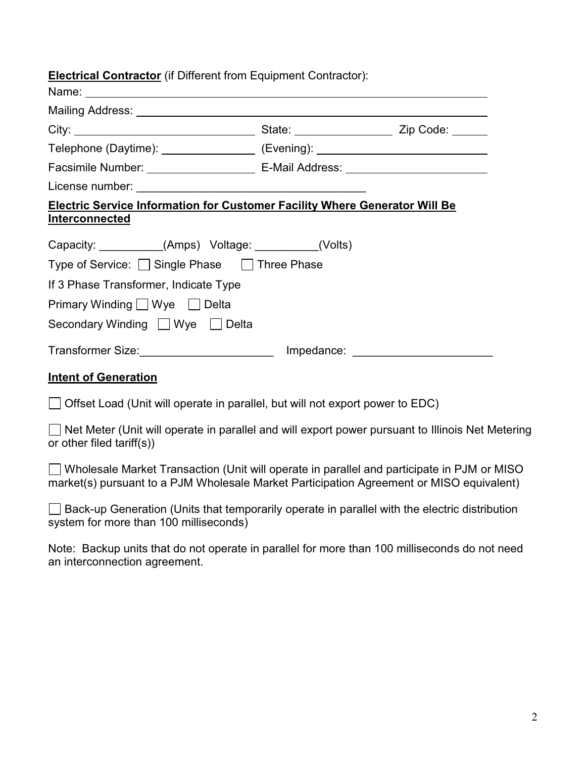**Electrical Contractor** (if Different from Equipment Contractor):

Name: ______________________________________________________________

Mailing Address: ______________________________________________________

City: ______________________ State: ______________ Zip Code: ______

Telephone (Daytime): ______________ (Evening): ______________________

Facsimile Number: ________________ E-Mail Address: __________________

License number: ________________________________

**Electric Service Information for Customer Facility Where Generator Will Be Interconnected**

Capacity: __________(Amps) Voltage: __________(Volts)

Type of Service: ☐ Single Phase ☐ Three Phase

If 3 Phase Transformer, Indicate Type

Primary Winding ☐ Wye ☐ Delta

Secondary Winding ☐ Wye ☐ Delta

Transformer Size:_____________________ Impedance: ______________________

**Intent of Generation**

☐ Offset Load (Unit will operate in parallel, but will not export power to EDC)

☐ Net Meter (Unit will operate in parallel and will export power pursuant to Illinois Net Metering or other filed tariff(s))

☐ Wholesale Market Transaction (Unit will operate in parallel and participate in PJM or MISO market(s) pursuant to a PJM Wholesale Market Participation Agreement or MISO equivalent)

☐ Back-up Generation (Units that temporarily operate in parallel with the electric distribution system for more than 100 milliseconds)

Note: Backup units that do not operate in parallel for more than 100 milliseconds do not need an interconnection agreement.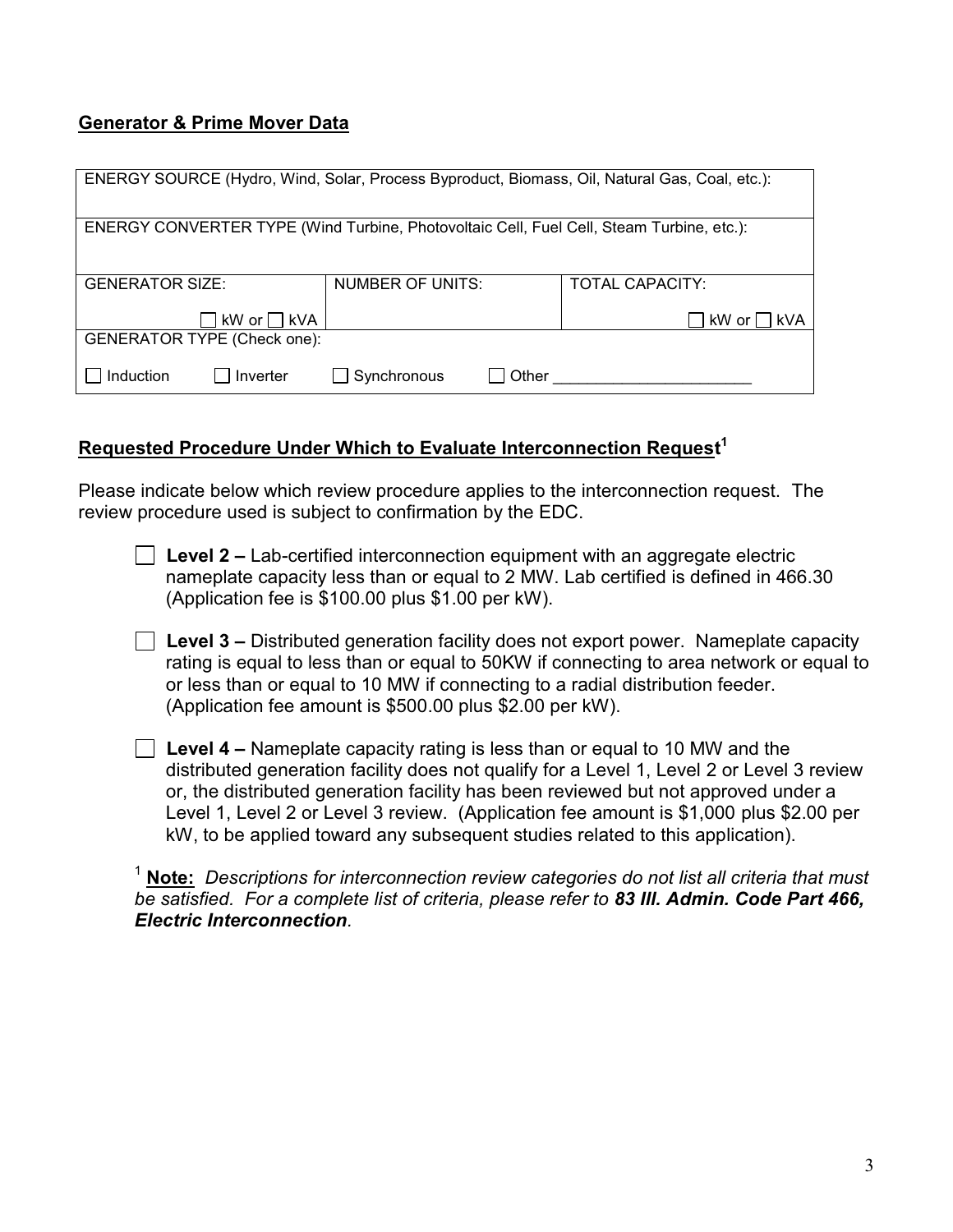**Generator & Prime Mover Data**

| ENERGY SOURCE (Hydro, Wind, Solar, Process Byproduct, Biomass, Oil, Natural Gas, Coal, etc.): | | |
|---|---|---|
| ENERGY CONVERTER TYPE (Wind Turbine, Photovoltaic Cell, Fuel Cell, Steam Turbine, etc.): | | |
| GENERATOR SIZE: ☐ kW or ☐ kVA | NUMBER OF UNITS: | TOTAL CAPACITY: ☐ kW or ☐ kVA |
| GENERATOR TYPE (Check one): ☐ Induction ☐ Inverter ☐ Synchronous ☐ Other ______________________ | | |

**Requested Procedure Under Which to Evaluate Interconnection Request**[1]

Please indicate below which review procedure applies to the interconnection request. The review procedure used is subject to confirmation by the EDC.

☐ **Level 2 –** Lab-certified interconnection equipment with an aggregate electric nameplate capacity less than or equal to 2 MW. Lab certified is defined in 466.30 (Application fee is $100.00 plus $1.00 per kW).

☐ **Level 3 –** Distributed generation facility does not export power. Nameplate capacity rating is equal to less than or equal to 50KW if connecting to area network or equal to or less than or equal to 10 MW if connecting to a radial distribution feeder. (Application fee amount is $500.00 plus $2.00 per kW).

☐ **Level 4 –** Nameplate capacity rating is less than or equal to 10 MW and the distributed generation facility does not qualify for a Level 1, Level 2 or Level 3 review or, the distributed generation facility has been reviewed but not approved under a Level 1, Level 2 or Level 3 review. (Application fee amount is $1,000 plus $2.00 per kW, to be applied toward any subsequent studies related to this application).

[1] **Note:** *Descriptions for interconnection review categories do not list all criteria that must be satisfied. For a complete list of criteria, please refer to* ***83 Ill. Admin. Code Part 466, Electric Interconnection****.*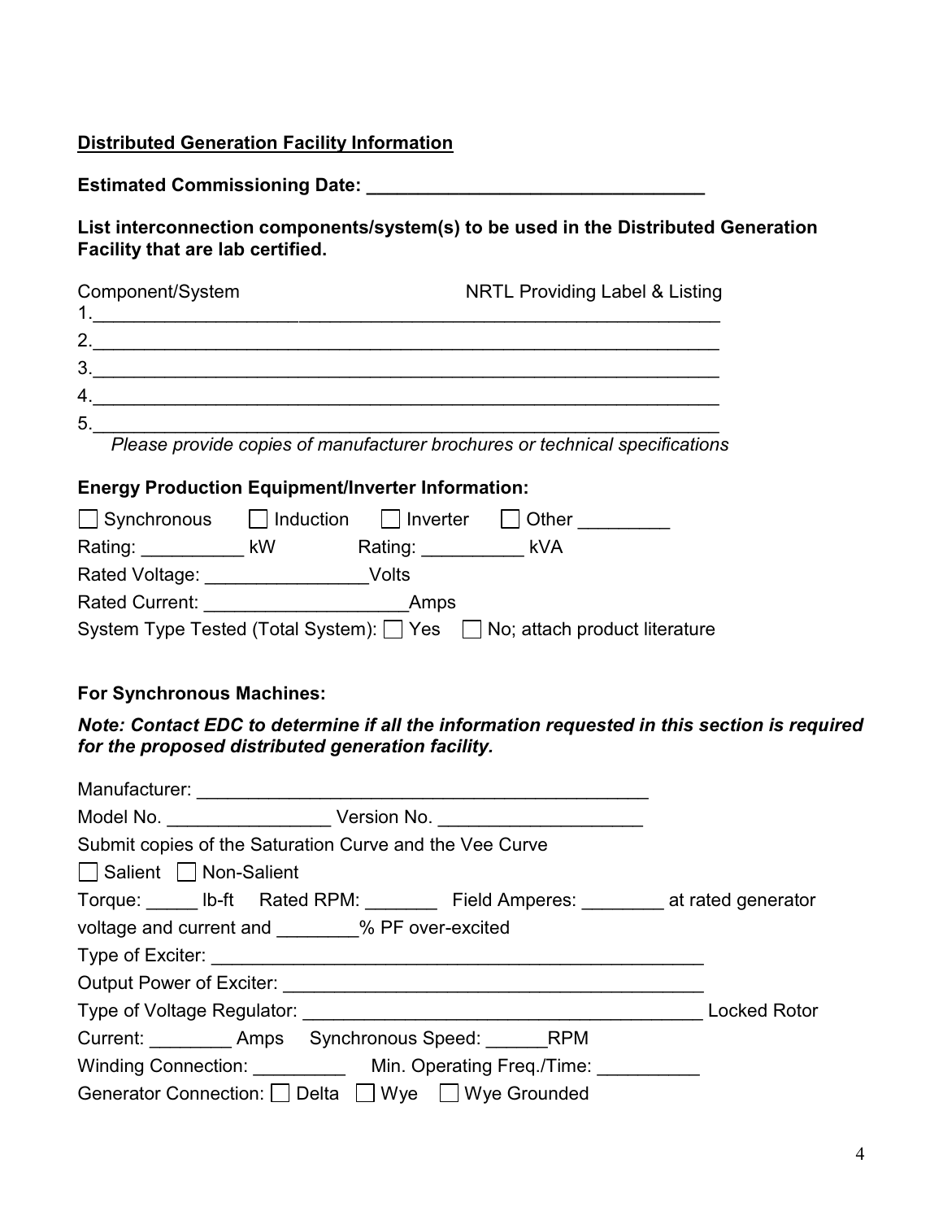**<u>Distributed Generation Facility Information</u>**

**Estimated Commissioning Date: ________________________________**

**List interconnection components/system(s) to be used in the Distributed Generation Facility that are lab certified.**

Component/System                                    NRTL Providing Label & Listing

1.____________________________________________________________
2.____________________________________________________________
3.____________________________________________________________
4.____________________________________________________________
5.____________________________________________________________

*Please provide copies of manufacturer brochures or technical specifications*

**Energy Production Equipment/Inverter Information:**

☐ Synchronous   ☐ Induction   ☐ Inverter   ☐ Other _________

Rating: __________ kW   Rating: __________ kVA

Rated Voltage: ________________Volts

Rated Current: ___________________Amps

System Type Tested (Total System): ☐ Yes   ☐ No; attach product literature

**For Synchronous Machines:**

***Note: Contact EDC to determine if all the information requested in this section is required for the proposed distributed generation facility.***

Manufacturer: ____________________________________________

Model No. ________________ Version No. ___________________

Submit copies of the Saturation Curve and the Vee Curve

☐ Salient   ☐ Non-Salient

Torque: _____ lb-ft   Rated RPM: _______   Field Amperes: ________ at rated generator voltage and current and ________% PF over-excited

Type of Exciter: ______________________________________________

Output Power of Exciter: _________________________________________

Type of Voltage Regulator: _______________________________________ Locked Rotor Current: ________ Amps   Synchronous Speed: ______RPM

Winding Connection: _________   Min. Operating Freq./Time: __________

Generator Connection: ☐ Delta   ☐ Wye   ☐ Wye Grounded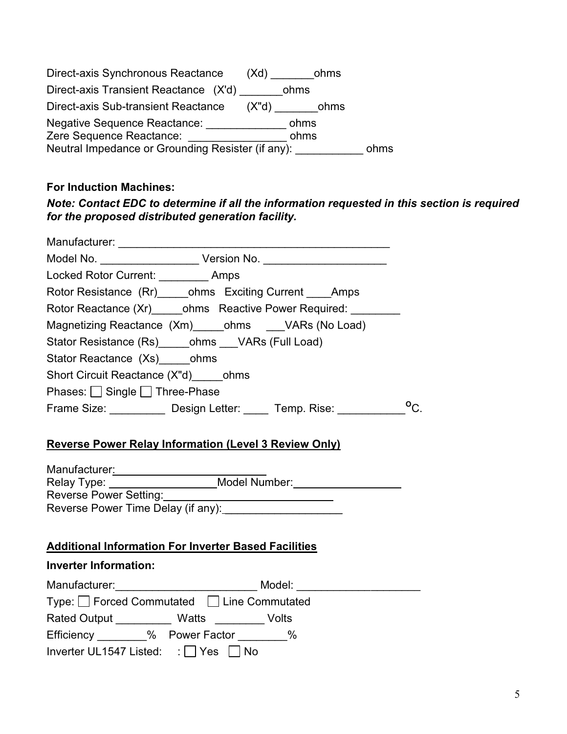Direct-axis Synchronous Reactance (Xd) _______ohms

Direct-axis Transient Reactance (X'd) _______ohms

Direct-axis Sub-transient Reactance (X"d) _______ohms

Negative Sequence Reactance: _____________ ohms

Zere Sequence Reactance: _______________ ohms

Neutral Impedance or Grounding Resister (if any): ___________ ohms

**For Induction Machines:**

***Note: Contact EDC to determine if all the information requested in this section is required for the proposed distributed generation facility.***

Manufacturer: ______________________________________________

Model No. ________________ Version No. ____________________

Locked Rotor Current: ________ Amps

Rotor Resistance (Rr)_____ohms Exciting Current ____Amps

Rotor Reactance (Xr)_____ohms Reactive Power Required: ________

Magnetizing Reactance (Xm)_____ohms ___VARs (No Load)

Stator Resistance (Rs)_____ohms ___VARs (Full Load)

Stator Reactance (Xs)_____ohms

Short Circuit Reactance (X"d)_____ohms

Phases: ☐ Single ☐ Three-Phase

Frame Size: _________ Design Letter: ____ Temp. Rise: ___________ °C.

## Reverse Power Relay Information (Level 3 Review Only)

Manufacturer: _________________________

Relay Type: _________________ Model Number: _________________

Reverse Power Setting: ___________________________

Reverse Power Time Delay (if any): ___________________

## Additional Information For Inverter Based Facilities

**Inverter Information:**

Manufacturer: _______________________ Model: ____________________

Type: ☐ Forced Commutated ☐ Line Commutated

Rated Output _________ Watts ________ Volts

Efficiency ________% Power Factor ________%

Inverter UL1547 Listed: : ☐ Yes ☐ No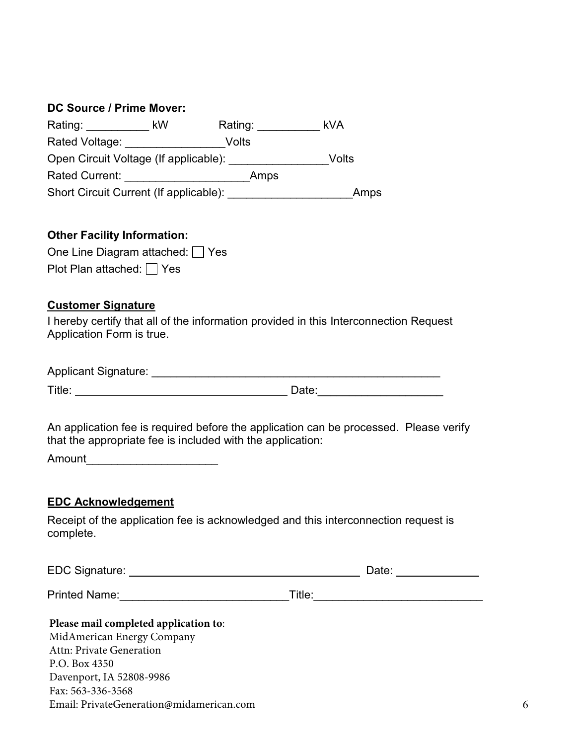**DC Source / Prime Mover:**

Rating: __________ kW    Rating: __________ kVA

Rated Voltage: ________________Volts

Open Circuit Voltage (If applicable): ________________Volts

Rated Current: ____________________Amps

Short Circuit Current (If applicable): ____________________Amps

**Other Facility Information:**

One Line Diagram attached: ☐ Yes

Plot Plan attached: ☐ Yes

**Customer Signature**

I hereby certify that all of the information provided in this Interconnection Request Application Form is true.

Applicant Signature: _______________________________________________

Title: _________________________________ Date:___________________

An application fee is required before the application can be processed. Please verify that the appropriate fee is included with the application:

Amount_____________________

**EDC Acknowledgement**

Receipt of the application fee is acknowledged and this interconnection request is complete.

EDC Signature: ____________________________________ Date: ____________

Printed Name:___________________________Title:___________________________

**Please mail completed application to**:
MidAmerican Energy Company
Attn: Private Generation
P.O. Box 4350
Davenport, IA 52808-9986
Fax: 563-336-3568
Email: PrivateGeneration@midamerican.com